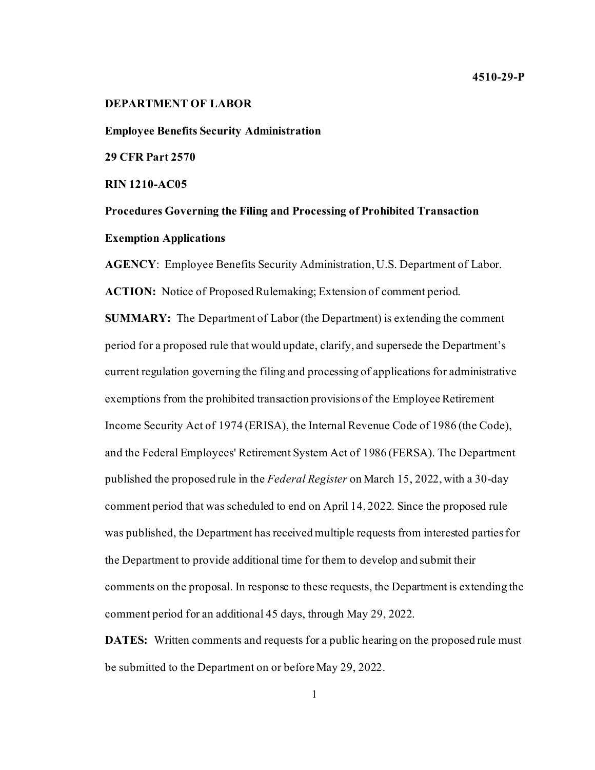**4510-29-P**

**DEPARTMENT OF LABOR**

**Employee Benefits Security Administration**

**29 CFR Part 2570**

**RIN 1210-AC05**

**Procedures Governing the Filing and Processing of Prohibited Transaction Exemption Applications**

**AGENCY**: Employee Benefits Security Administration, U.S. Department of Labor.

**ACTION:** Notice of Proposed Rulemaking; Extension of comment period.

**SUMMARY:** The Department of Labor (the Department) is extending the comment period for a proposed rule that would update, clarify, and supersede the Department's current regulation governing the filing and processing of applications for administrative exemptions from the prohibited transaction provisions of the Employee Retirement Income Security Act of 1974 (ERISA), the Internal Revenue Code of 1986 (the Code), and the Federal Employees' Retirement System Act of 1986 (FERSA). The Department published the proposed rule in the *Federal Register* on March 15, 2022, with a 30-day comment period that was scheduled to end on April 14, 2022. Since the proposed rule was published, the Department has received multiple requests from interested parties for the Department to provide additional time for them to develop and submit their comments on the proposal. In response to these requests, the Department is extending the comment period for an additional 45 days, through May 29, 2022.

**DATES:** Written comments and requests for a public hearing on the proposed rule must be submitted to the Department on or before May 29, 2022.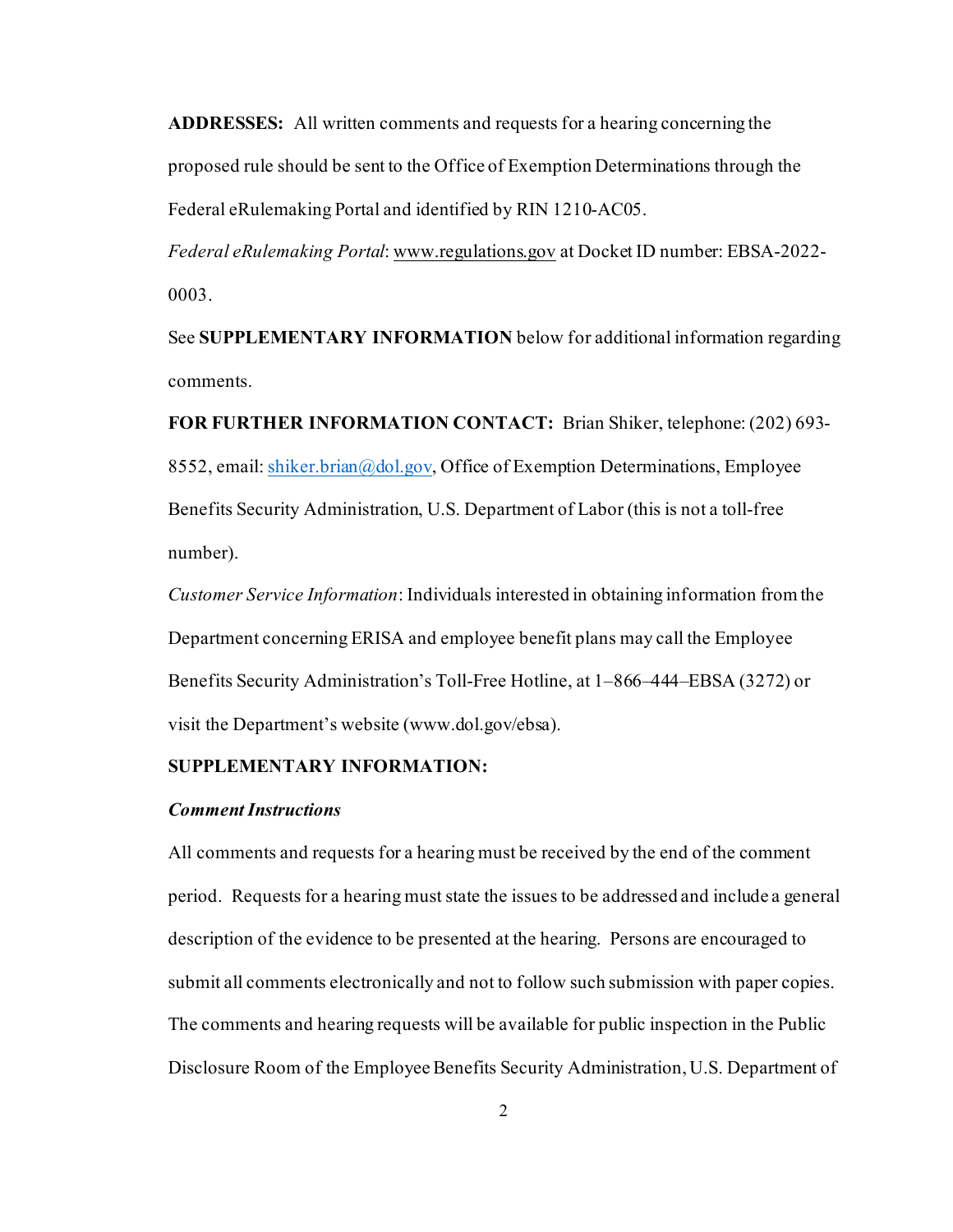**ADDRESSES:** All written comments and requests for a hearing concerning the proposed rule should be sent to the Office of Exemption Determinations through the Federal eRulemaking Portal and identified by RIN 1210-AC05.

*Federal eRulemaking Portal*: www.regulations.gov at Docket ID number: EBSA-2022-0003.

See **SUPPLEMENTARY INFORMATION** below for additional information regarding comments.

**FOR FURTHER INFORMATION CONTACT:** Brian Shiker, telephone: (202) 693-8552, email: shiker.brian@dol.gov, Office of Exemption Determinations, Employee Benefits Security Administration, U.S. Department of Labor (this is not a toll-free number).

*Customer Service Information*: Individuals interested in obtaining information from the Department concerning ERISA and employee benefit plans may call the Employee Benefits Security Administration's Toll-Free Hotline, at 1–866–444–EBSA (3272) or visit the Department's website (www.dol.gov/ebsa).

**SUPPLEMENTARY INFORMATION:**

***Comment Instructions***

All comments and requests for a hearing must be received by the end of the comment period. Requests for a hearing must state the issues to be addressed and include a general description of the evidence to be presented at the hearing. Persons are encouraged to submit all comments electronically and not to follow such submission with paper copies. The comments and hearing requests will be available for public inspection in the Public Disclosure Room of the Employee Benefits Security Administration, U.S. Department of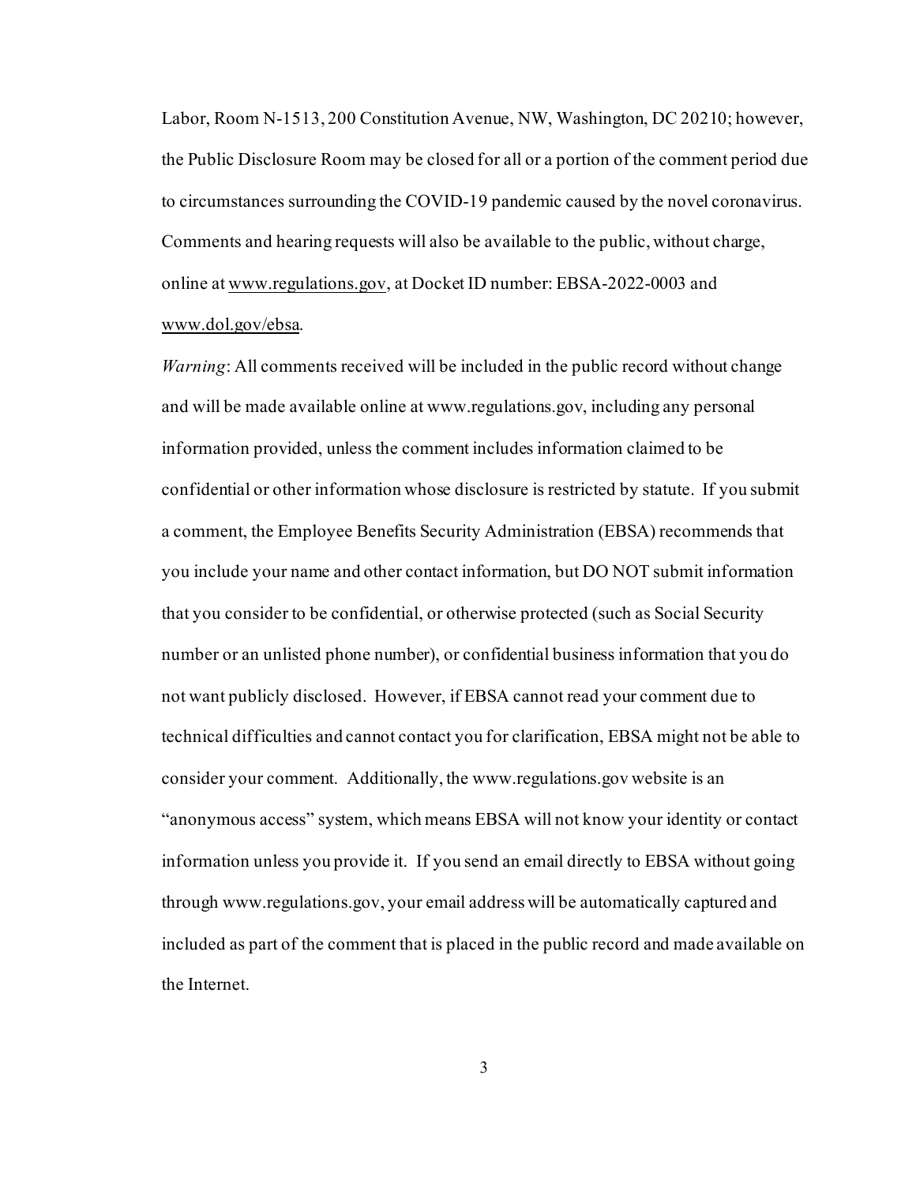Labor, Room N-1513, 200 Constitution Avenue, NW, Washington, DC 20210; however, the Public Disclosure Room may be closed for all or a portion of the comment period due to circumstances surrounding the COVID-19 pandemic caused by the novel coronavirus. Comments and hearing requests will also be available to the public, without charge, online at www.regulations.gov, at Docket ID number: EBSA-2022-0003 and www.dol.gov/ebsa.

*Warning*: All comments received will be included in the public record without change and will be made available online at www.regulations.gov, including any personal information provided, unless the comment includes information claimed to be confidential or other information whose disclosure is restricted by statute. If you submit a comment, the Employee Benefits Security Administration (EBSA) recommends that you include your name and other contact information, but DO NOT submit information that you consider to be confidential, or otherwise protected (such as Social Security number or an unlisted phone number), or confidential business information that you do not want publicly disclosed. However, if EBSA cannot read your comment due to technical difficulties and cannot contact you for clarification, EBSA might not be able to consider your comment. Additionally, the www.regulations.gov website is an "anonymous access" system, which means EBSA will not know your identity or contact information unless you provide it. If you send an email directly to EBSA without going through www.regulations.gov, your email address will be automatically captured and included as part of the comment that is placed in the public record and made available on the Internet.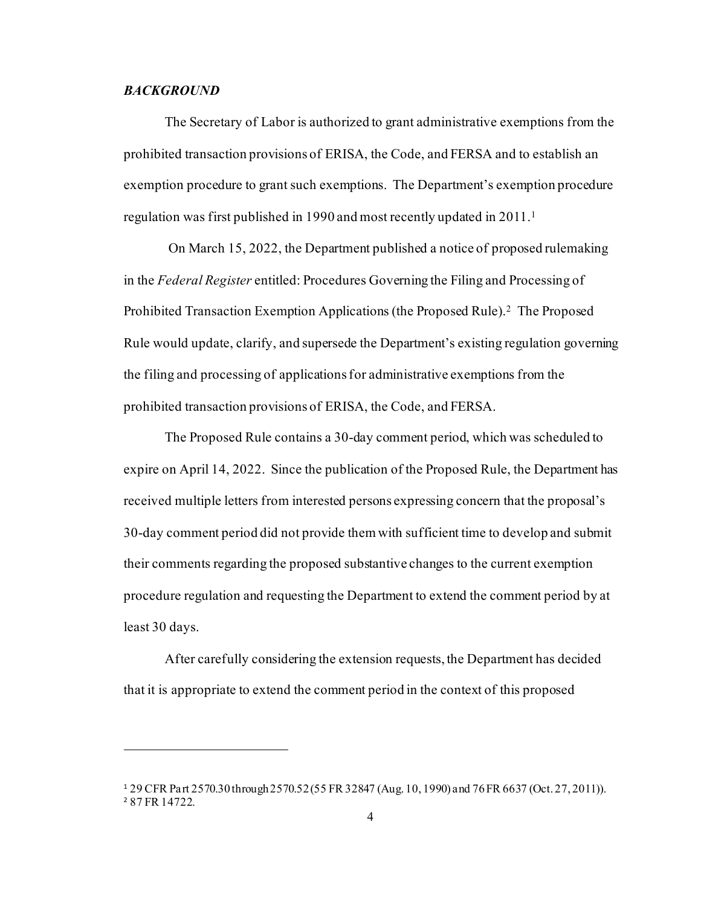***BACKGROUND***

The Secretary of Labor is authorized to grant administrative exemptions from the prohibited transaction provisions of ERISA, the Code, and FERSA and to establish an exemption procedure to grant such exemptions. The Department's exemption procedure regulation was first published in 1990 and most recently updated in 2011.[1]

On March 15, 2022, the Department published a notice of proposed rulemaking in the *Federal Register* entitled: Procedures Governing the Filing and Processing of Prohibited Transaction Exemption Applications (the Proposed Rule).[2] The Proposed Rule would update, clarify, and supersede the Department's existing regulation governing the filing and processing of applications for administrative exemptions from the prohibited transaction provisions of ERISA, the Code, and FERSA.

The Proposed Rule contains a 30-day comment period, which was scheduled to expire on April 14, 2022. Since the publication of the Proposed Rule, the Department has received multiple letters from interested persons expressing concern that the proposal's 30-day comment period did not provide them with sufficient time to develop and submit their comments regarding the proposed substantive changes to the current exemption procedure regulation and requesting the Department to extend the comment period by at least 30 days.

After carefully considering the extension requests, the Department has decided that it is appropriate to extend the comment period in the context of this proposed

---

[1] 29 CFR Part 2570.30 through 2570.52 (55 FR 32847 (Aug. 10, 1990) and 76 FR 6637 (Oct. 27, 2011)).
[2] 87 FR 14722.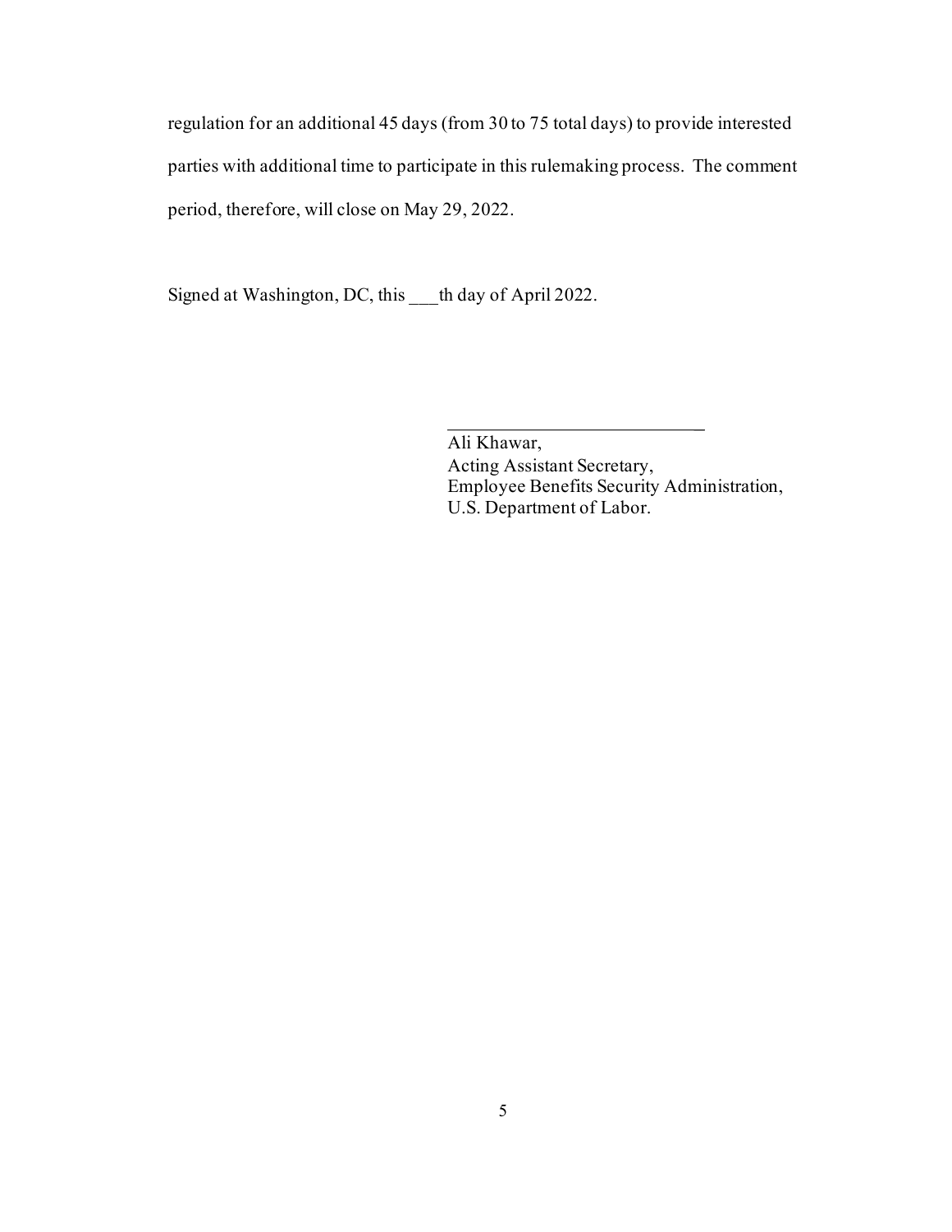regulation for an additional 45 days (from 30 to 75 total days) to provide interested parties with additional time to participate in this rulemaking process. The comment period, therefore, will close on May 29, 2022.

Signed at Washington, DC, this ___th day of April 2022.

\_\_\_\_\_\_\_\_\_\_\_\_\_\_\_\_\_\_\_\_\_\_\_\_\_\_\_\_

Ali Khawar,
Acting Assistant Secretary,
Employee Benefits Security Administration,
U.S. Department of Labor.